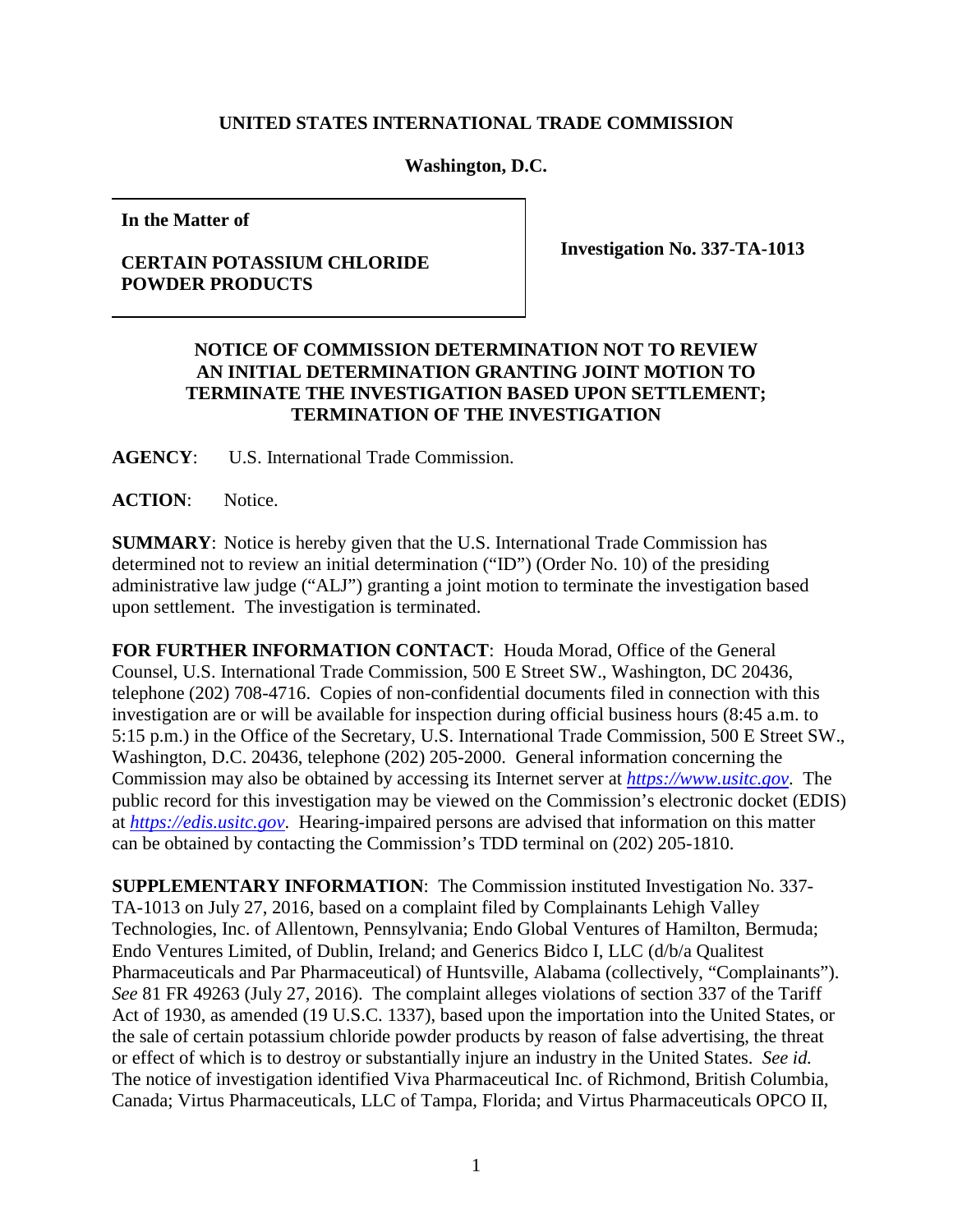**UNITED STATES INTERNATIONAL TRADE COMMISSION**

**Washington, D.C.**

| **In the Matter of**<br><br>**CERTAIN POTASSIUM CHLORIDE POWDER PRODUCTS** | **Investigation No. 337-TA-1013** |
|---|---|

**NOTICE OF COMMISSION DETERMINATION NOT TO REVIEW AN INITIAL DETERMINATION GRANTING JOINT MOTION TO TERMINATE THE INVESTIGATION BASED UPON SETTLEMENT; TERMINATION OF THE INVESTIGATION**

**AGENCY**: U.S. International Trade Commission.

**ACTION**: Notice.

**SUMMARY**: Notice is hereby given that the U.S. International Trade Commission has determined not to review an initial determination ("ID") (Order No. 10) of the presiding administrative law judge ("ALJ") granting a joint motion to terminate the investigation based upon settlement. The investigation is terminated.

**FOR FURTHER INFORMATION CONTACT**: Houda Morad, Office of the General Counsel, U.S. International Trade Commission, 500 E Street SW., Washington, DC 20436, telephone (202) 708-4716. Copies of non-confidential documents filed in connection with this investigation are or will be available for inspection during official business hours (8:45 a.m. to 5:15 p.m.) in the Office of the Secretary, U.S. International Trade Commission, 500 E Street SW., Washington, D.C. 20436, telephone (202) 205-2000. General information concerning the Commission may also be obtained by accessing its Internet server at *https://www.usitc.gov*. The public record for this investigation may be viewed on the Commission's electronic docket (EDIS) at *https://edis.usitc.gov*. Hearing-impaired persons are advised that information on this matter can be obtained by contacting the Commission's TDD terminal on (202) 205-1810.

**SUPPLEMENTARY INFORMATION**: The Commission instituted Investigation No. 337-TA-1013 on July 27, 2016, based on a complaint filed by Complainants Lehigh Valley Technologies, Inc. of Allentown, Pennsylvania; Endo Global Ventures of Hamilton, Bermuda; Endo Ventures Limited, of Dublin, Ireland; and Generics Bidco I, LLC (d/b/a Qualitest Pharmaceuticals and Par Pharmaceutical) of Huntsville, Alabama (collectively, "Complainants"). *See* 81 FR 49263 (July 27, 2016). The complaint alleges violations of section 337 of the Tariff Act of 1930, as amended (19 U.S.C. 1337), based upon the importation into the United States, or the sale of certain potassium chloride powder products by reason of false advertising, the threat or effect of which is to destroy or substantially injure an industry in the United States. *See id.* The notice of investigation identified Viva Pharmaceutical Inc. of Richmond, British Columbia, Canada; Virtus Pharmaceuticals, LLC of Tampa, Florida; and Virtus Pharmaceuticals OPCO II,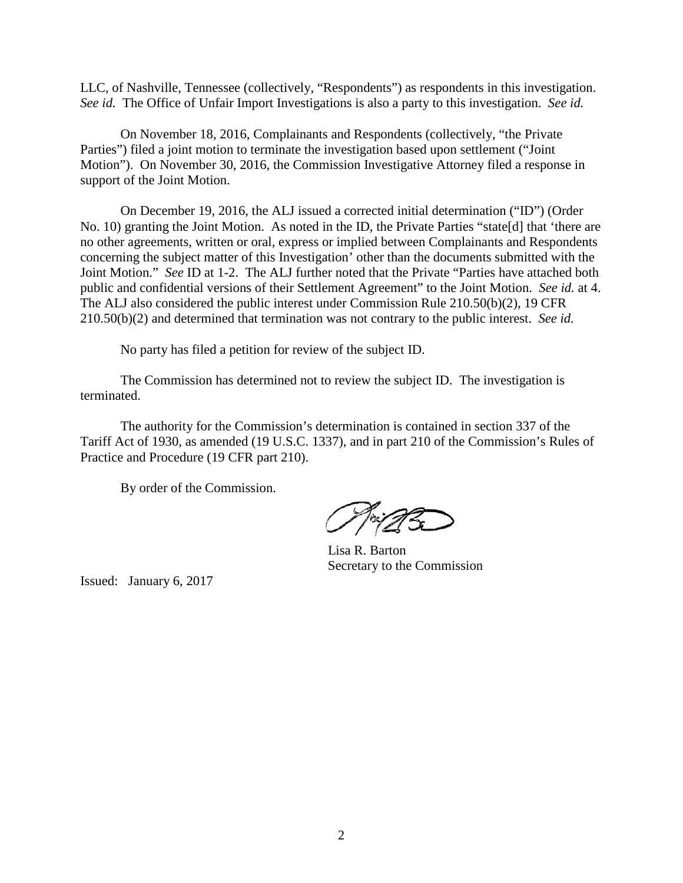LLC, of Nashville, Tennessee (collectively, "Respondents") as respondents in this investigation. *See id.* The Office of Unfair Import Investigations is also a party to this investigation. *See id.*

On November 18, 2016, Complainants and Respondents (collectively, "the Private Parties") filed a joint motion to terminate the investigation based upon settlement ("Joint Motion"). On November 30, 2016, the Commission Investigative Attorney filed a response in support of the Joint Motion.

On December 19, 2016, the ALJ issued a corrected initial determination ("ID") (Order No. 10) granting the Joint Motion. As noted in the ID, the Private Parties "state[d] that 'there are no other agreements, written or oral, express or implied between Complainants and Respondents concerning the subject matter of this Investigation' other than the documents submitted with the Joint Motion." *See* ID at 1-2. The ALJ further noted that the Private "Parties have attached both public and confidential versions of their Settlement Agreement" to the Joint Motion. *See id.* at 4. The ALJ also considered the public interest under Commission Rule 210.50(b)(2), 19 CFR 210.50(b)(2) and determined that termination was not contrary to the public interest. *See id.*

No party has filed a petition for review of the subject ID.

The Commission has determined not to review the subject ID. The investigation is terminated.

The authority for the Commission's determination is contained in section 337 of the Tariff Act of 1930, as amended (19 U.S.C. 1337), and in part 210 of the Commission's Rules of Practice and Procedure (19 CFR part 210).

By order of the Commission.

Lisa R. Barton
Secretary to the Commission

Issued: January 6, 2017